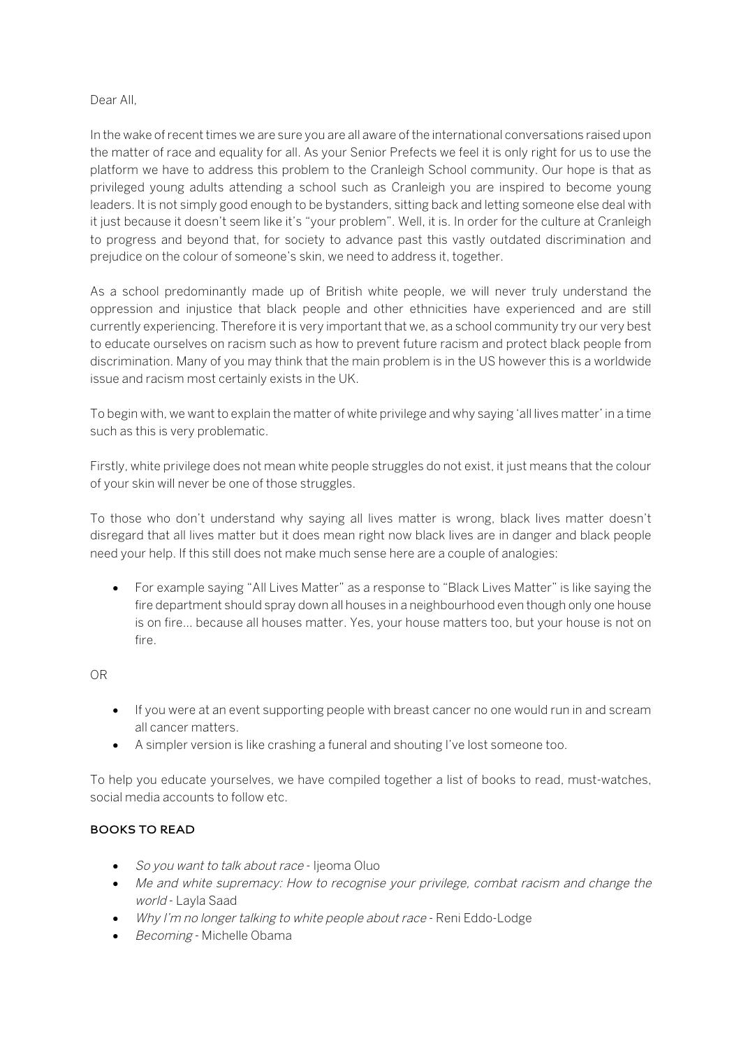Dear All,

In the wake of recent times we are sure you are all aware of the international conversations raised upon the matter of race and equality for all. As your Senior Prefects we feel it is only right for us to use the platform we have to address this problem to the Cranleigh School community. Our hope is that as privileged young adults attending a school such as Cranleigh you are inspired to become young leaders. It is not simply good enough to be bystanders, sitting back and letting someone else deal with it just because it doesn't seem like it's "your problem". Well, it is. In order for the culture at Cranleigh to progress and beyond that, for society to advance past this vastly outdated discrimination and prejudice on the colour of someone's skin, we need to address it, together.

As a school predominantly made up of British white people, we will never truly understand the oppression and injustice that black people and other ethnicities have experienced and are still currently experiencing. Therefore it is very important that we, as a school community try our very best to educate ourselves on racism such as how to prevent future racism and protect black people from discrimination. Many of you may think that the main problem is in the US however this is a worldwide issue and racism most certainly exists in the UK.

To begin with, we want to explain the matter of white privilege and why saying 'all lives matter' in a time such as this is very problematic.

Firstly, white privilege does not mean white people struggles do not exist, it just means that the colour of your skin will never be one of those struggles.

To those who don't understand why saying all lives matter is wrong, black lives matter doesn't disregard that all lives matter but it does mean right now black lives are in danger and black people need your help. If this still does not make much sense here are a couple of analogies:

- For example saying "All Lives Matter" as a response to "Black Lives Matter" is like saying the fire department should spray down all houses in a neighbourhood even though only one house is on fire... because all houses matter. Yes, your house matters too, but your house is not on fire.

OR

- If you were at an event supporting people with breast cancer no one would run in and scream all cancer matters.
- A simpler version is like crashing a funeral and shouting I've lost someone too.

To help you educate yourselves, we have compiled together a list of books to read, must-watches, social media accounts to follow etc.

**BOOKS TO READ**

- *So you want to talk about race* - Ijeoma Oluo
- *Me and white supremacy: How to recognise your privilege, combat racism and change the world* - Layla Saad
- *Why I'm no longer talking to white people about race* - Reni Eddo-Lodge
- *Becoming* - Michelle Obama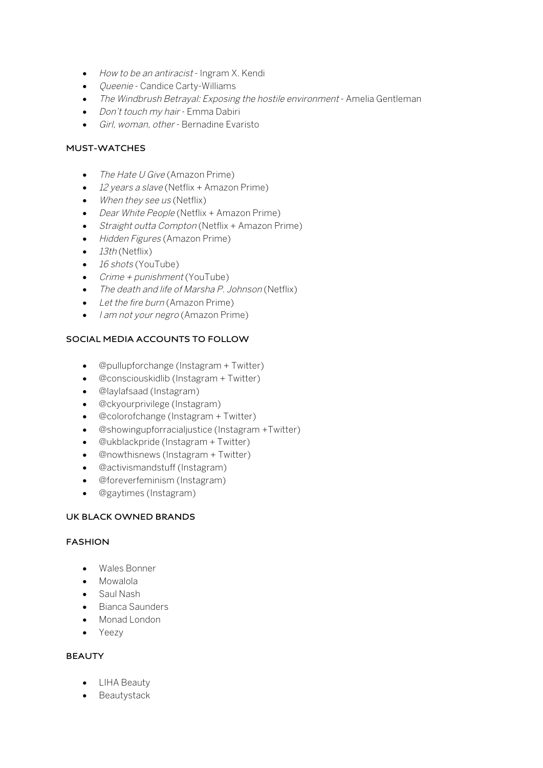- *How to be an antiracist* - Ingram X. Kendi
- *Queenie* - Candice Carty-Williams
- *The Windbrush Betrayal: Exposing the hostile environment* - Amelia Gentleman
- *Don't touch my hair* - Emma Dabiri
- *Girl, woman, other* - Bernadine Evaristo

### MUST-WATCHES

- *The Hate U Give* (Amazon Prime)
- *12 years a slave* (Netflix + Amazon Prime)
- *When they see us* (Netflix)
- *Dear White People* (Netflix + Amazon Prime)
- *Straight outta Compton* (Netflix + Amazon Prime)
- *Hidden Figures* (Amazon Prime)
- *13th* (Netflix)
- *16 shots* (YouTube)
- *Crime + punishment* (YouTube)
- *The death and life of Marsha P. Johnson* (Netflix)
- *Let the fire burn* (Amazon Prime)
- *I am not your negro* (Amazon Prime)

### SOCIAL MEDIA ACCOUNTS TO FOLLOW

- @pullupforchange (Instagram + Twitter)
- @consciouskidlib (Instagram + Twitter)
- @laylafsaad (Instagram)
- @ckyourprivilege (Instagram)
- @colorofchange (Instagram + Twitter)
- @showingupforracialjustice (Instagram +Twitter)
- @ukblackpride (Instagram + Twitter)
- @nowthisnews (Instagram + Twitter)
- @activismandstuff (Instagram)
- @foreverfeminism (Instagram)
- @gaytimes (Instagram)

### UK BLACK OWNED BRANDS

### FASHION

- Wales Bonner
- Mowalola
- Saul Nash
- Bianca Saunders
- Monad London
- Yeezy

### BEAUTY

- LIHA Beauty
- Beautystack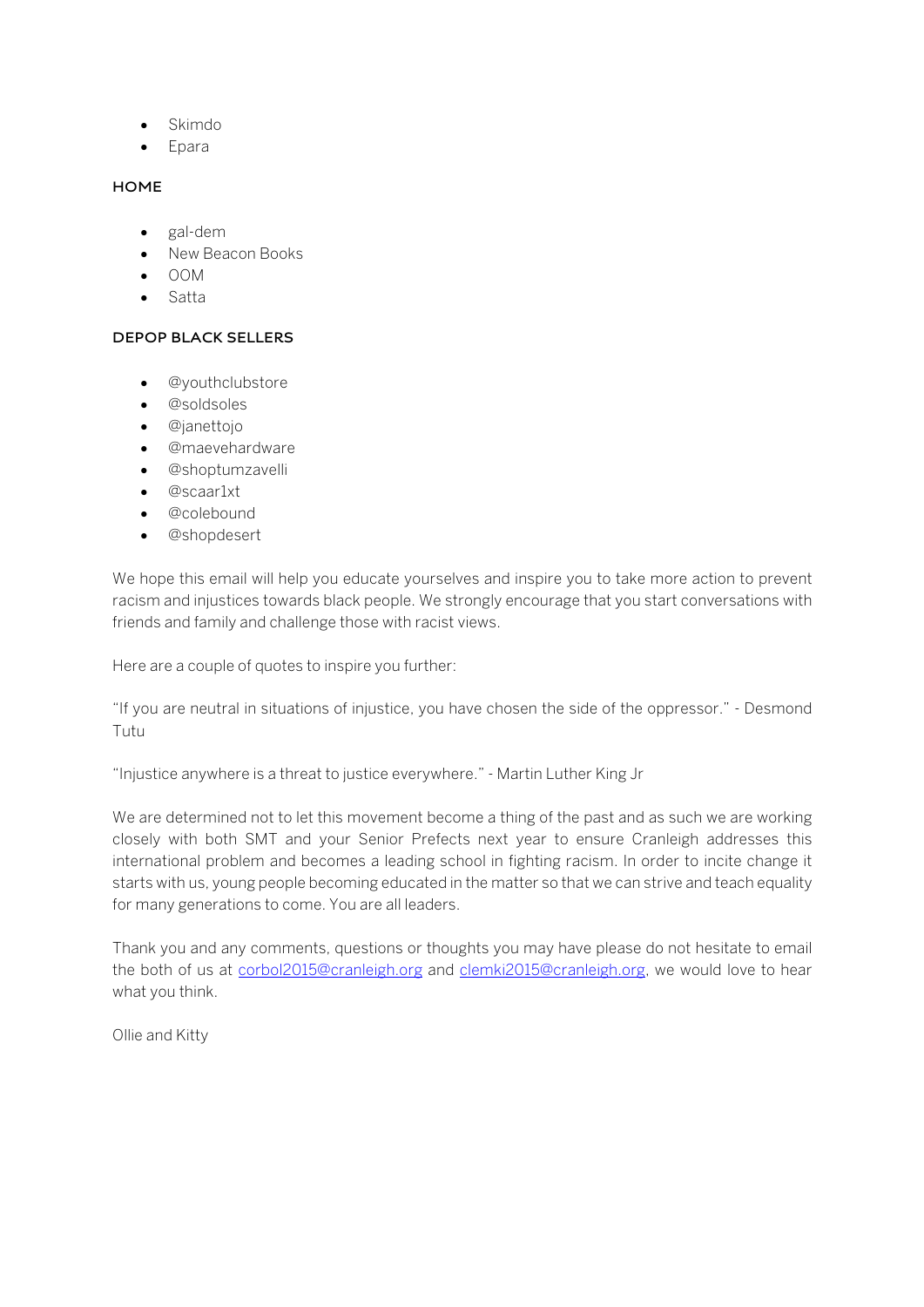- Skimdo
- Epara

### HOME

- gal-dem
- New Beacon Books
- OOM
- Satta

### DEPOP BLACK SELLERS

- @youthclubstore
- @soldsoles
- @janettojo
- @maevehardware
- @shoptumzavelli
- @scaar1xt
- @colebound
- @shopdesert

We hope this email will help you educate yourselves and inspire you to take more action to prevent racism and injustices towards black people. We strongly encourage that you start conversations with friends and family and challenge those with racist views.

Here are a couple of quotes to inspire you further:

"If you are neutral in situations of injustice, you have chosen the side of the oppressor." - Desmond Tutu

"Injustice anywhere is a threat to justice everywhere." - Martin Luther King Jr

We are determined not to let this movement become a thing of the past and as such we are working closely with both SMT and your Senior Prefects next year to ensure Cranleigh addresses this international problem and becomes a leading school in fighting racism. In order to incite change it starts with us, young people becoming educated in the matter so that we can strive and teach equality for many generations to come. You are all leaders.

Thank you and any comments, questions or thoughts you may have please do not hesitate to email the both of us at corbol2015@cranleigh.org and clemki2015@cranleigh.org, we would love to hear what you think.

Ollie and Kitty